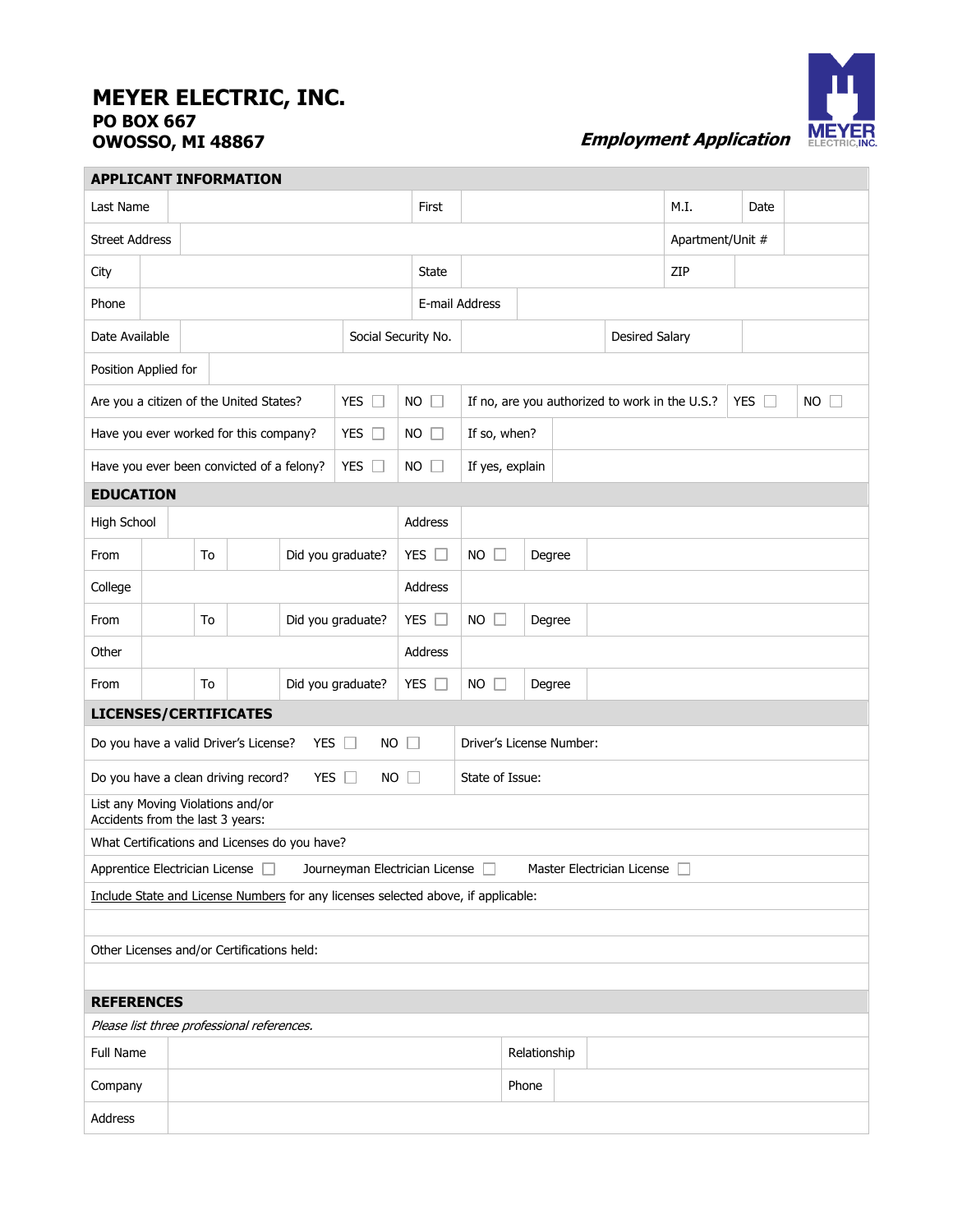# MEYER ELECTRIC, INC.

**PO BOX 667**
**OWOSSO, MI 48867**

***Employment Application***

## APPLICANT INFORMATION

| | | | | | | | |
|---|---|---|---|---|---|---|---|
| Last Name | | First | | M.I. | | Date | |
| Street Address | | | | Apartment/Unit # | | | |
| City | | State | | ZIP | | | |
| Phone | | E-mail Address | | | | | |
| Date Available | | Social Security No. | | Desired Salary | | | |
| Position Applied for | | | | | | | |

| | | | | | |
|---|---|---|---|---|---|
| Are you a citizen of the United States? | YES ☐ | NO ☐ | If no, are you authorized to work in the U.S.? | YES ☐ | NO ☐ |
| Have you ever worked for this company? | YES ☐ | NO ☐ | If so, when? | | |
| Have you ever been convicted of a felony? | YES ☐ | NO ☐ | If yes, explain | | |

## EDUCATION

| | | | | | | | | |
|---|---|---|---|---|---|---|---|---|
| High School | | | | Address | | | | |
| From | | To | | Did you graduate? | YES ☐ | NO ☐ | Degree | |
| College | | | | Address | | | | |
| From | | To | | Did you graduate? | YES ☐ | NO ☐ | Degree | |
| Other | | | | Address | | | | |
| From | | To | | Did you graduate? | YES ☐ | NO ☐ | Degree | |

## LICENSES/CERTIFICATES

| | | | |
|---|---|---|---|
| Do you have a valid Driver's License? | YES ☐ | NO ☐ | Driver's License Number: |
| Do you have a clean driving record? | YES ☐ | NO ☐ | State of Issue: |

List any Moving Violations and/or Accidents from the last 3 years:

What Certifications and Licenses do you have?

Apprentice Electrician License ☐ Journeyman Electrician License ☐ Master Electrician License ☐

<u>Include State and License Numbers</u> for any licenses selected above, if applicable:

Other Licenses and/or Certifications held:

## REFERENCES

*Please list three professional references.*

| | | | |
|---|---|---|---|
| Full Name | | Relationship | |
| Company | | Phone | |
| Address | | | |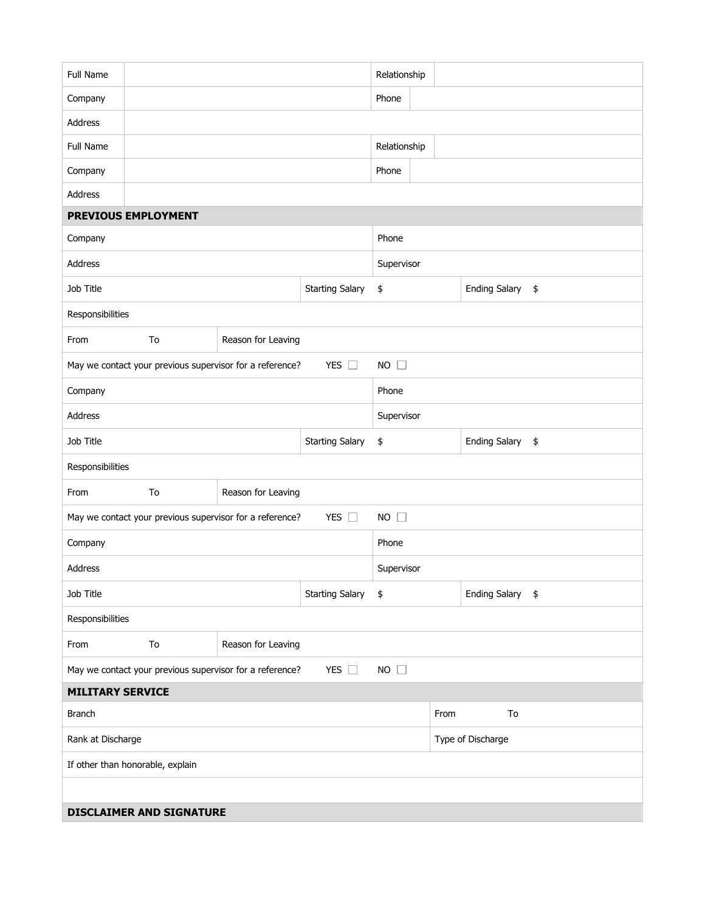| Full Name | | Relationship | |
|---|---|---|---|
| Company | | Phone | |
| Address | | | |
| Full Name | | Relationship | |
| Company | | Phone | |
| Address | | | |

## PREVIOUS EMPLOYMENT

| Company | | | | Phone | | |
|---|---|---|---|---|---|---|
| Address | | | | Supervisor | | |
| Job Title | | | Starting Salary | $ | Ending Salary | $ |
| Responsibilities | | | | | | |
| From | To | Reason for Leaving | | | | |
| May we contact your previous supervisor for a reference? | | | YES ☐ | NO ☐ | | |
| Company | | | | Phone | | |
| Address | | | | Supervisor | | |
| Job Title | | | Starting Salary | $ | Ending Salary | $ |
| Responsibilities | | | | | | |
| From | To | Reason for Leaving | | | | |
| May we contact your previous supervisor for a reference? | | | YES ☐ | NO ☐ | | |
| Company | | | | Phone | | |
| Address | | | | Supervisor | | |
| Job Title | | | Starting Salary | $ | Ending Salary | $ |
| Responsibilities | | | | | | |
| From | To | Reason for Leaving | | | | |
| May we contact your previous supervisor for a reference? | | | YES ☐ | NO ☐ | | |

## MILITARY SERVICE

| Branch | From | To |
|---|---|---|
| Rank at Discharge | Type of Discharge | |
| If other than honorable, explain | | |
| | | |

## DISCLAIMER AND SIGNATURE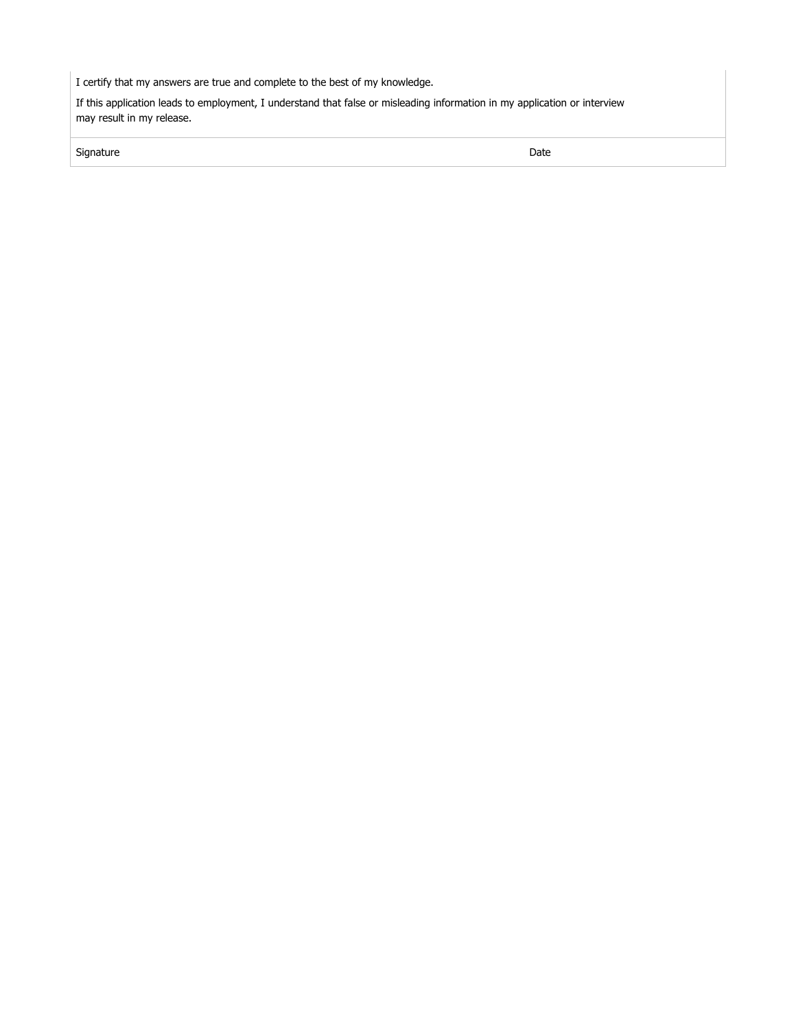I certify that my answers are true and complete to the best of my knowledge.

If this application leads to employment, I understand that false or misleading information in my application or interview may result in my release.

| | |
|---|---|
| Signature | Date |